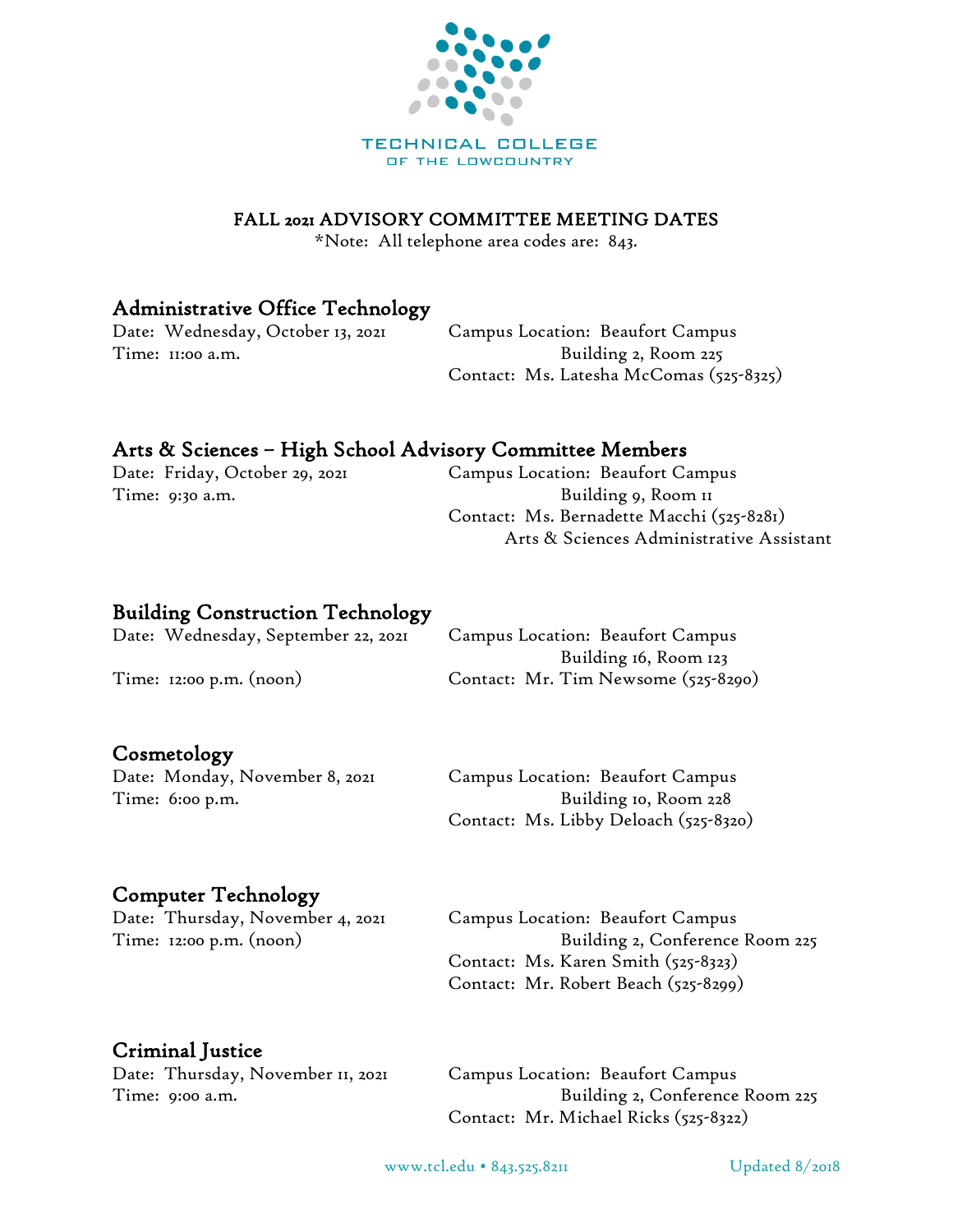TECHNICAL COLLEGE
OF THE LOWCOUNTRY

# FALL 2021 ADVISORY COMMITTEE MEETING DATES

*Note: All telephone area codes are: 843.

## Administrative Office Technology

Date: Wednesday, October 13, 2021
Time: 11:00 a.m.

Campus Location: Beaufort Campus
Building 2, Room 225
Contact: Ms. Latesha McComas (525-8325)

## Arts & Sciences – High School Advisory Committee Members

Date: Friday, October 29, 2021
Time: 9:30 a.m.

Campus Location: Beaufort Campus
Building 9, Room 11
Contact: Ms. Bernadette Macchi (525-8281)
Arts & Sciences Administrative Assistant

## Building Construction Technology

Date: Wednesday, September 22, 2021
Time: 12:00 p.m. (noon)

Campus Location: Beaufort Campus
Building 16, Room 123
Contact: Mr. Tim Newsome (525-8290)

## Cosmetology

Date: Monday, November 8, 2021
Time: 6:00 p.m.

Campus Location: Beaufort Campus
Building 10, Room 228
Contact: Ms. Libby Deloach (525-8320)

## Computer Technology

Date: Thursday, November 4, 2021
Time: 12:00 p.m. (noon)

Campus Location: Beaufort Campus
Building 2, Conference Room 225
Contact: Ms. Karen Smith (525-8323)
Contact: Mr. Robert Beach (525-8299)

## Criminal Justice

Date: Thursday, November 11, 2021
Time: 9:00 a.m.

Campus Location: Beaufort Campus
Building 2, Conference Room 225
Contact: Mr. Michael Ricks (525-8322)

www.tcl.edu • 843.525.8211 Updated 8/2018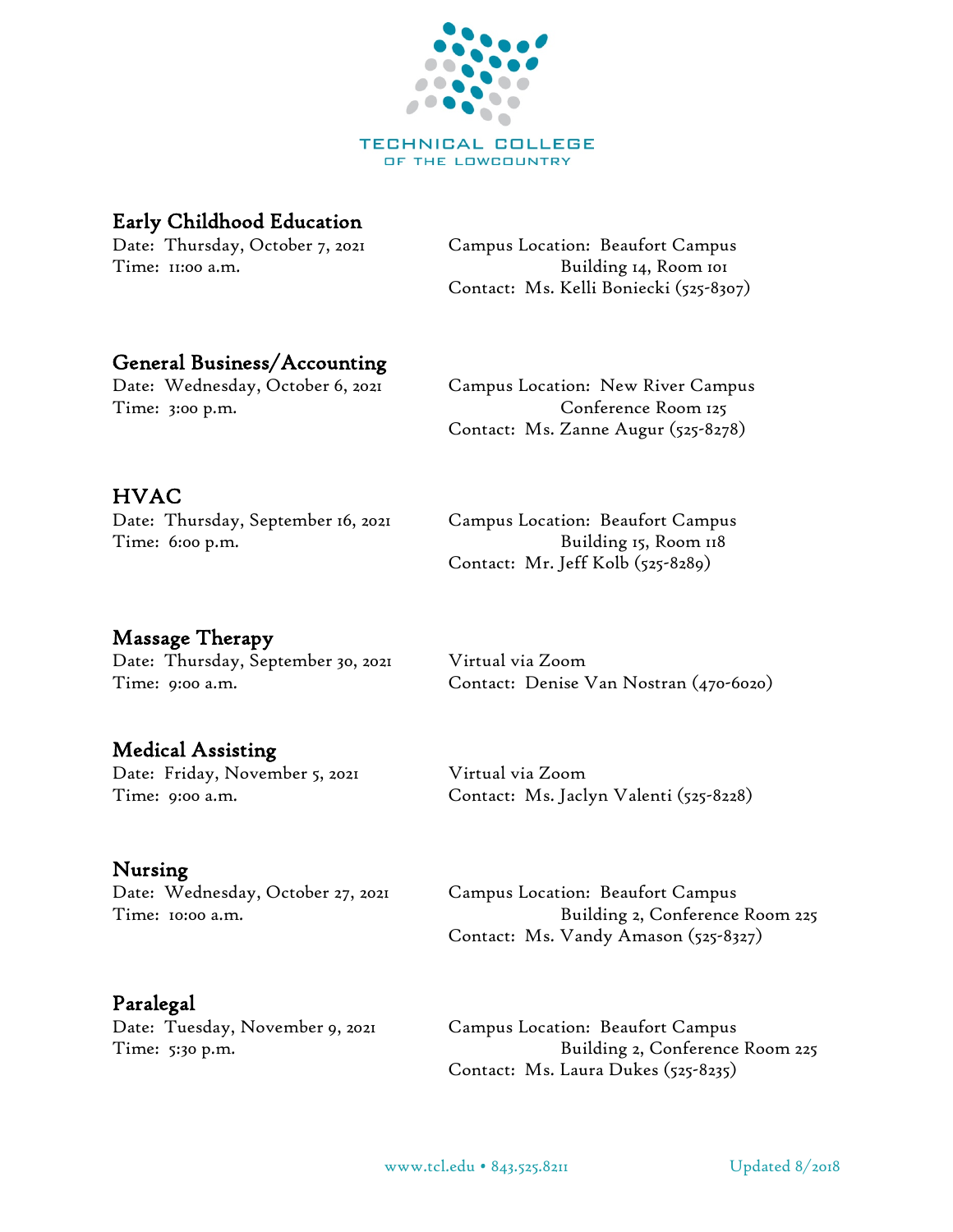TECHNICAL COLLEGE
OF THE LOWCOUNTRY

## Early Childhood Education

Date: Thursday, October 7, 2021
Time: 11:00 a.m.

Campus Location: Beaufort Campus
Building 14, Room 101
Contact: Ms. Kelli Boniecki (525-8307)

## General Business/Accounting

Date: Wednesday, October 6, 2021
Time: 3:00 p.m.

Campus Location: New River Campus
Conference Room 125
Contact: Ms. Zanne Augur (525-8278)

## HVAC

Date: Thursday, September 16, 2021
Time: 6:00 p.m.

Campus Location: Beaufort Campus
Building 15, Room 118
Contact: Mr. Jeff Kolb (525-8289)

## Massage Therapy

Date: Thursday, September 30, 2021
Time: 9:00 a.m.

Virtual via Zoom
Contact: Denise Van Nostran (470-6020)

## Medical Assisting

Date: Friday, November 5, 2021
Time: 9:00 a.m.

Virtual via Zoom
Contact: Ms. Jaclyn Valenti (525-8228)

## Nursing

Date: Wednesday, October 27, 2021
Time: 10:00 a.m.

Campus Location: Beaufort Campus
Building 2, Conference Room 225
Contact: Ms. Vandy Amason (525-8327)

## Paralegal

Date: Tuesday, November 9, 2021
Time: 5:30 p.m.

Campus Location: Beaufort Campus
Building 2, Conference Room 225
Contact: Ms. Laura Dukes (525-8235)

www.tcl.edu • 843.525.8211 Updated 8/2018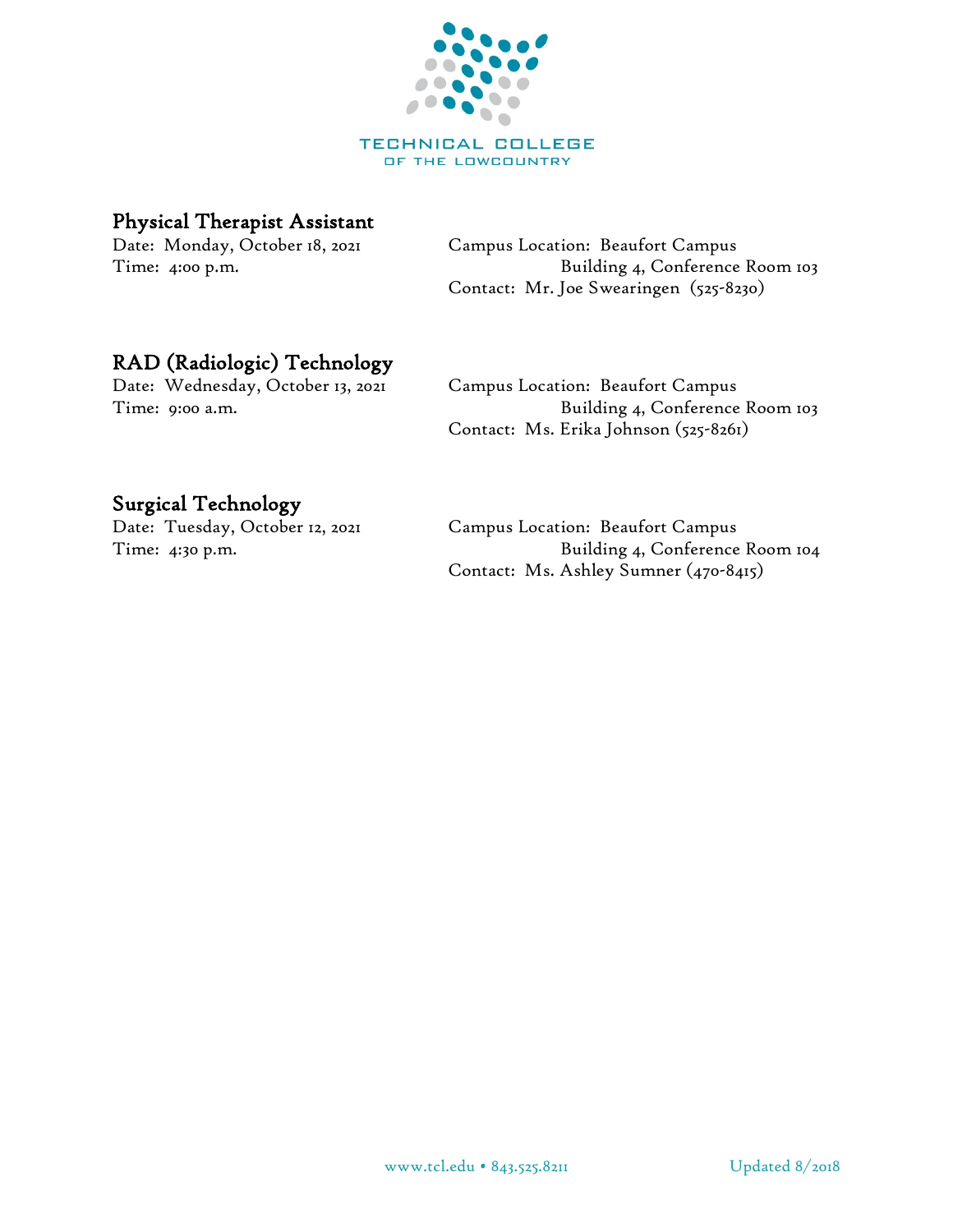TECHNICAL COLLEGE OF THE LOWCOUNTRY

## Physical Therapist Assistant

Date: Monday, October 18, 2021
Time: 4:00 p.m.

Campus Location: Beaufort Campus
Building 4, Conference Room 103
Contact: Mr. Joe Swearingen (525-8230)

## RAD (Radiologic) Technology

Date: Wednesday, October 13, 2021
Time: 9:00 a.m.

Campus Location: Beaufort Campus
Building 4, Conference Room 103
Contact: Ms. Erika Johnson (525-8261)

## Surgical Technology

Date: Tuesday, October 12, 2021
Time: 4:30 p.m.

Campus Location: Beaufort Campus
Building 4, Conference Room 104
Contact: Ms. Ashley Sumner (470-8415)

www.tcl.edu • 843.525.8211 Updated 8/2018